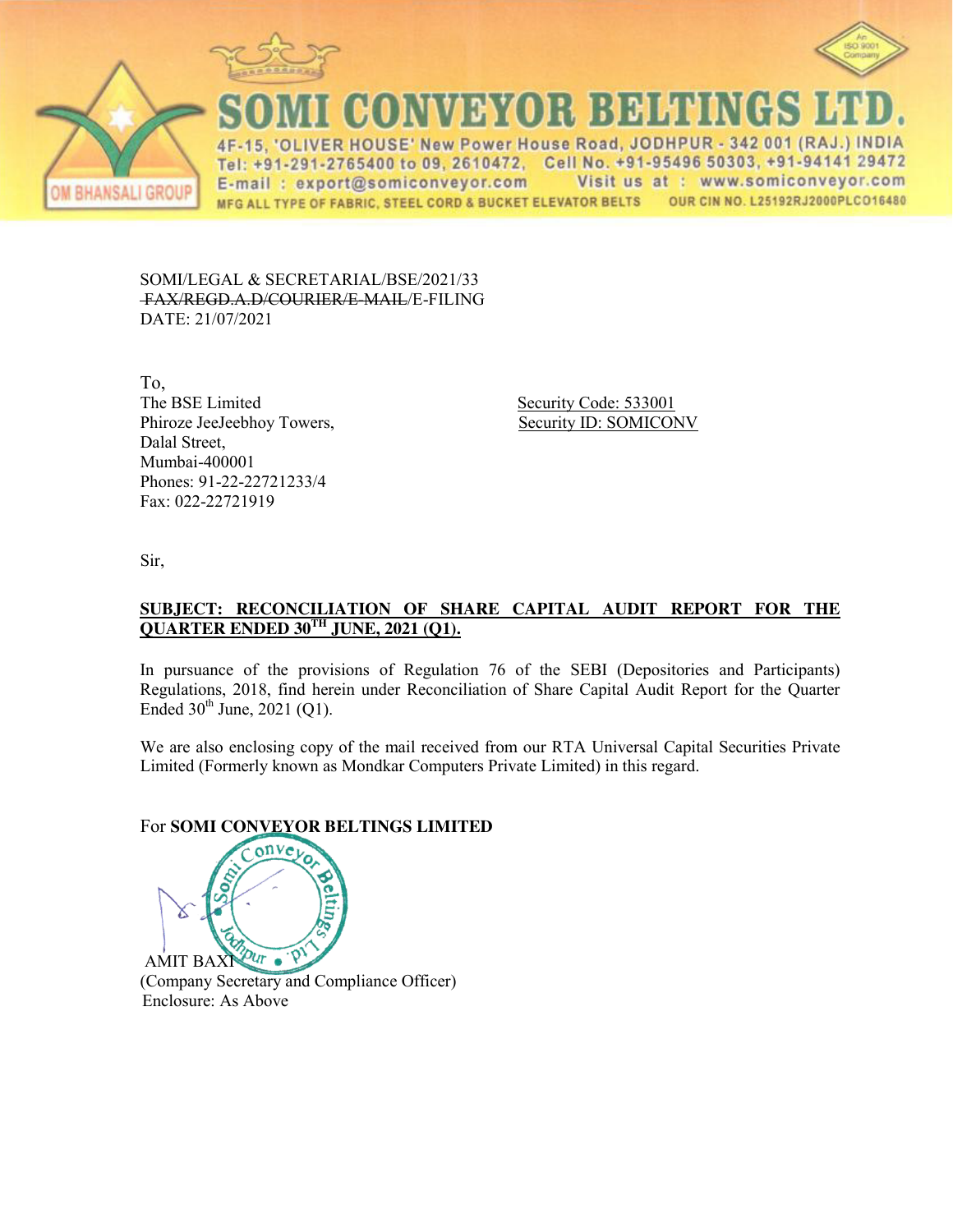# SOMI CONVEYOR BELTINGS LTD.

4F-15, 'OLIVER HOUSE' New Power House Road, JODHPUR - 342 001 (RAJ.) INDIA
Tel: +91-291-2765400 to 09, 2610472, Cell No. +91-95496 50303, +91-94141 29472
E-mail : export@somiconveyor.com Visit us at : www.somiconveyor.com
MFG ALL TYPE OF FABRIC, STEEL CORD & BUCKET ELEVATOR BELTS OUR CIN NO. L25192RJ2000PLCO16480

OM BHANSALI GROUP

SOMI/LEGAL & SECRETARIAL/BSE/2021/33
~~FAX/REGD.A.D/COURIER/E-MAIL~~/E-FILING
DATE: 21/07/2021

To,
The BSE Limited
Phiroze JeeJeebhoy Towers,
Dalal Street,
Mumbai-400001
Phones: 91-22-22721233/4
Fax: 022-22721919

Security Code: 533001
Security ID: SOMICONV

Sir,

**SUBJECT: RECONCILIATION OF SHARE CAPITAL AUDIT REPORT FOR THE QUARTER ENDED 30TH JUNE, 2021 (Q1).**

In pursuance of the provisions of Regulation 76 of the SEBI (Depositories and Participants) Regulations, 2018, find herein under Reconciliation of Share Capital Audit Report for the Quarter Ended 30th June, 2021 (Q1).

We are also enclosing copy of the mail received from our RTA Universal Capital Securities Private Limited (Formerly known as Mondkar Computers Private Limited) in this regard.

For **SOMI CONVEYOR BELTINGS LIMITED**

AMIT BAXI
(Company Secretary and Compliance Officer)
Enclosure: As Above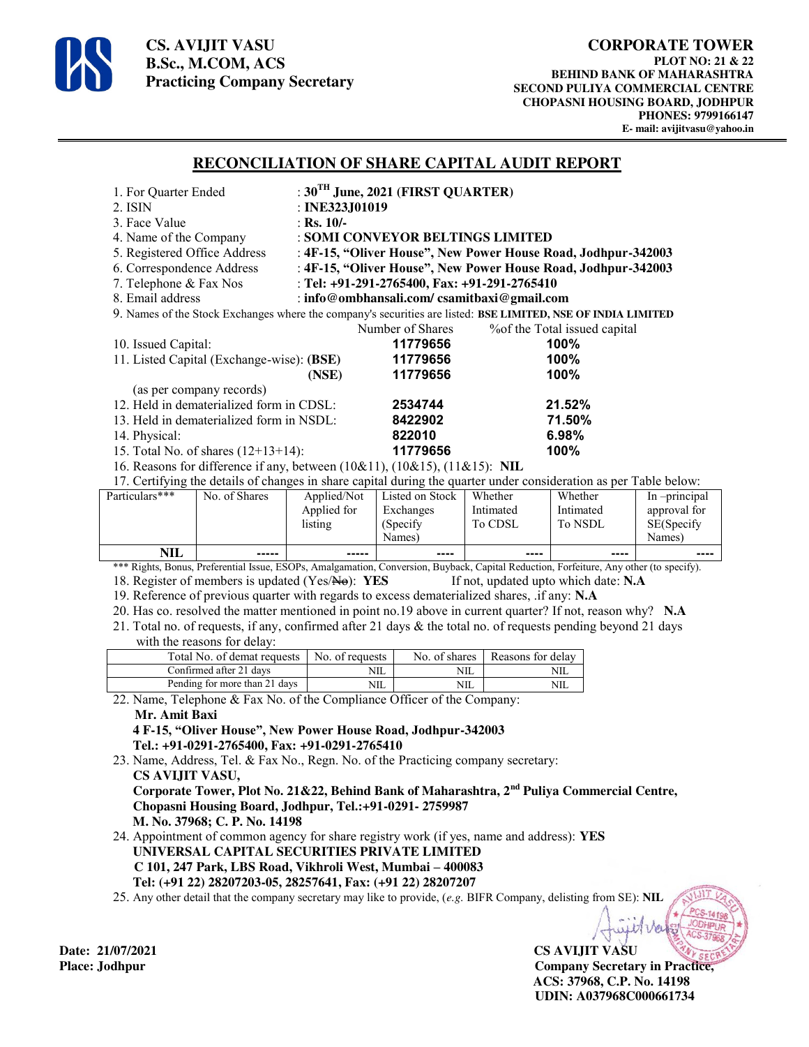**CS. AVIJIT VASU**
**B.Sc., M.COM, ACS**
**Practicing Company Secretary**

**CORPORATE TOWER**
**PLOT NO: 21 & 22**
**BEHIND BANK OF MAHARASHTRA**
**SECOND PULIYA COMMERCIAL CENTRE**
**CHOPASNI HOUSING BOARD, JODHPUR**
**PHONES: 9799166147**
**E- mail: avijitvasu@yahoo.in**

## RECONCILIATION OF SHARE CAPITAL AUDIT REPORT

1. For Quarter Ended : **30TH June, 2021 (FIRST QUARTER)**
2. ISIN : **INE323J01019**
3. Face Value : **Rs. 10/-**
4. Name of the Company : **SOMI CONVEYOR BELTINGS LIMITED**
5. Registered Office Address : **4F-15, "Oliver House", New Power House Road, Jodhpur-342003**
6. Correspondence Address : **4F-15, "Oliver House", New Power House Road, Jodhpur-342003**
7. Telephone & Fax Nos : **Tel: +91-291-2765400, Fax: +91-291-2765410**
8. Email address : **info@ombhansali.com/ csamitbaxi@gmail.com**
9. Names of the Stock Exchanges where the company's securities are listed: **BSE LIMITED, NSE OF INDIA LIMITED**

| | Number of Shares | %of the Total issued capital |
|---|---|---|
| 10. Issued Capital: | 11779656 | 100% |
| 11. Listed Capital (Exchange-wise): **(BSE)** | 11779656 | 100% |
| **(NSE)** | 11779656 | 100% |
| (as per company records) | | |
| 12. Held in dematerialized form in CDSL: | 2534744 | 21.52% |
| 13. Held in dematerialized form in NSDL: | 8422902 | 71.50% |
| 14. Physical: | 822010 | 6.98% |
| 15. Total No. of shares (12+13+14): | 11779656 | 100% |

16. Reasons for difference if any, between (10&11), (10&15), (11&15): **NIL**
17. Certifying the details of changes in share capital during the quarter under consideration as per Table below:

| Particulars*** | No. of Shares | Applied/Not Applied for listing | Listed on Stock Exchanges (Specify Names) | Whether Intimated To CDSL | Whether Intimated To NSDL | In –principal approval for SE(Specify Names) |
|---|---|---|---|---|---|---|
| **NIL** | ----- | ----- | ---- | ---- | ---- | ---- |

*** Rights, Bonus, Preferential Issue, ESOPs, Amalgamation, Conversion, Buyback, Capital Reduction, Forfeiture, Any other (to specify).

18. Register of members is updated (Yes/~~No~~): **YES** If not, updated upto which date: **N.A**
19. Reference of previous quarter with regards to excess dematerialized shares, .if any: **N.A**
20. Has co. resolved the matter mentioned in point no.19 above in current quarter? If not, reason why? **N.A**
21. Total no. of requests, if any, confirmed after 21 days & the total no. of requests pending beyond 21 days with the reasons for delay:

| Total No. of demat requests | No. of requests | No. of shares | Reasons for delay |
|---|---|---|---|
| Confirmed after 21 days | NIL | NIL | NIL |
| Pending for more than 21 days | NIL | NIL | NIL |

22. Name, Telephone & Fax No. of the Compliance Officer of the Company:
**Mr. Amit Baxi**
**4 F-15, "Oliver House", New Power House Road, Jodhpur-342003**
**Tel.: +91-0291-2765400, Fax: +91-0291-2765410**
23. Name, Address, Tel. & Fax No., Regn. No. of the Practicing company secretary:
**CS AVIJIT VASU,**
**Corporate Tower, Plot No. 21&22, Behind Bank of Maharashtra, 2nd Puliya Commercial Centre, Chopasni Housing Board, Jodhpur, Tel.:+91-0291- 2759987**
**M. No. 37968; C. P. No. 14198**
24. Appointment of common agency for share registry work (if yes, name and address): **YES**
**UNIVERSAL CAPITAL SECURITIES PRIVATE LIMITED**
**C 101, 247 Park, LBS Road, Vikhroli West, Mumbai – 400083**
**Tel: (+91 22) 28207203-05, 28257641, Fax: (+91 22) 28207207**
25. Any other detail that the company secretary may like to provide, (*e.g.* BIFR Company, delisting from SE): **NIL**

**Date: 21/07/2021**
**Place: Jodhpur**

**CS AVIJIT VASU**
**Company Secretary in Practice,**
**ACS: 37968, C.P. No. 14198**
**UDIN: A037968C000661734**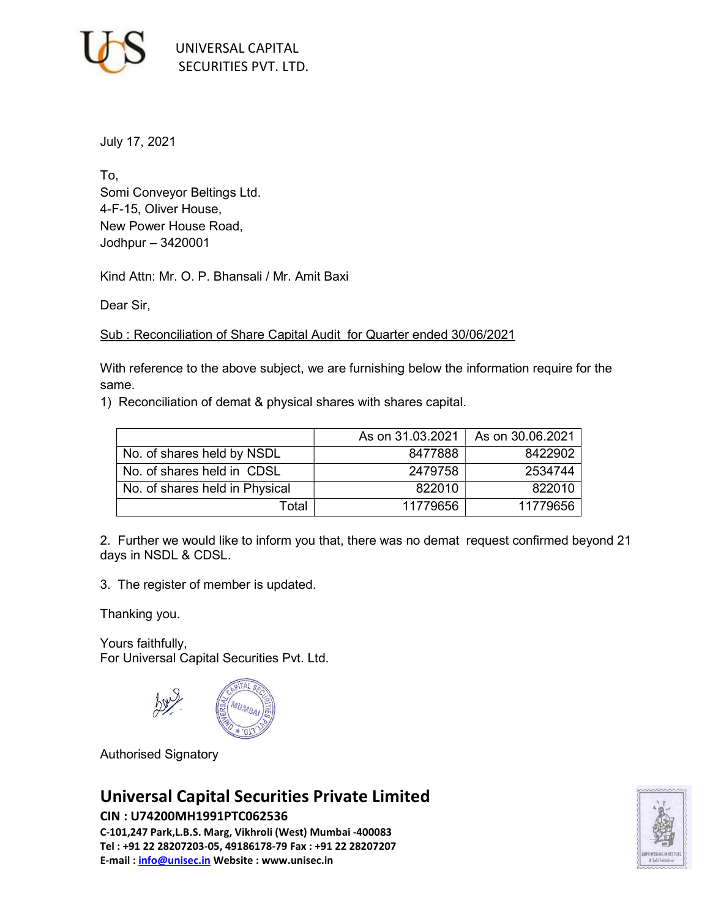UNIVERSAL CAPITAL SECURITIES PVT. LTD.

July 17, 2021

To,
Somi Conveyor Beltings Ltd.
4-F-15, Oliver House,
New Power House Road,
Jodhpur – 3420001

Kind Attn: Mr. O. P. Bhansali / Mr. Amit Baxi

Dear Sir,

Sub : Reconciliation of Share Capital Audit for Quarter ended 30/06/2021

With reference to the above subject, we are furnishing below the information require for the same.

1) Reconciliation of demat & physical shares with shares capital.

| | As on 31.03.2021 | As on 30.06.2021 |
|---|---|---|
| No. of shares held by NSDL | 8477888 | 8422902 |
| No. of shares held in CDSL | 2479758 | 2534744 |
| No. of shares held in Physical | 822010 | 822010 |
| Total | 11779656 | 11779656 |

2. Further we would like to inform you that, there was no demat request confirmed beyond 21 days in NSDL & CDSL.

3. The register of member is updated.

Thanking you.

Yours faithfully,
For Universal Capital Securities Pvt. Ltd.

Authorised Signatory

**Universal Capital Securities Private Limited**

**CIN : U74200MH1991PTC062536**

**C-101,247 Park,L.B.S. Marg, Vikhroli (West) Mumbai -400083**

**Tel : +91 22 28207203-05, 49186178-79 Fax : +91 22 28207207**

**E-mail : info@unisec.in Website : www.unisec.in**